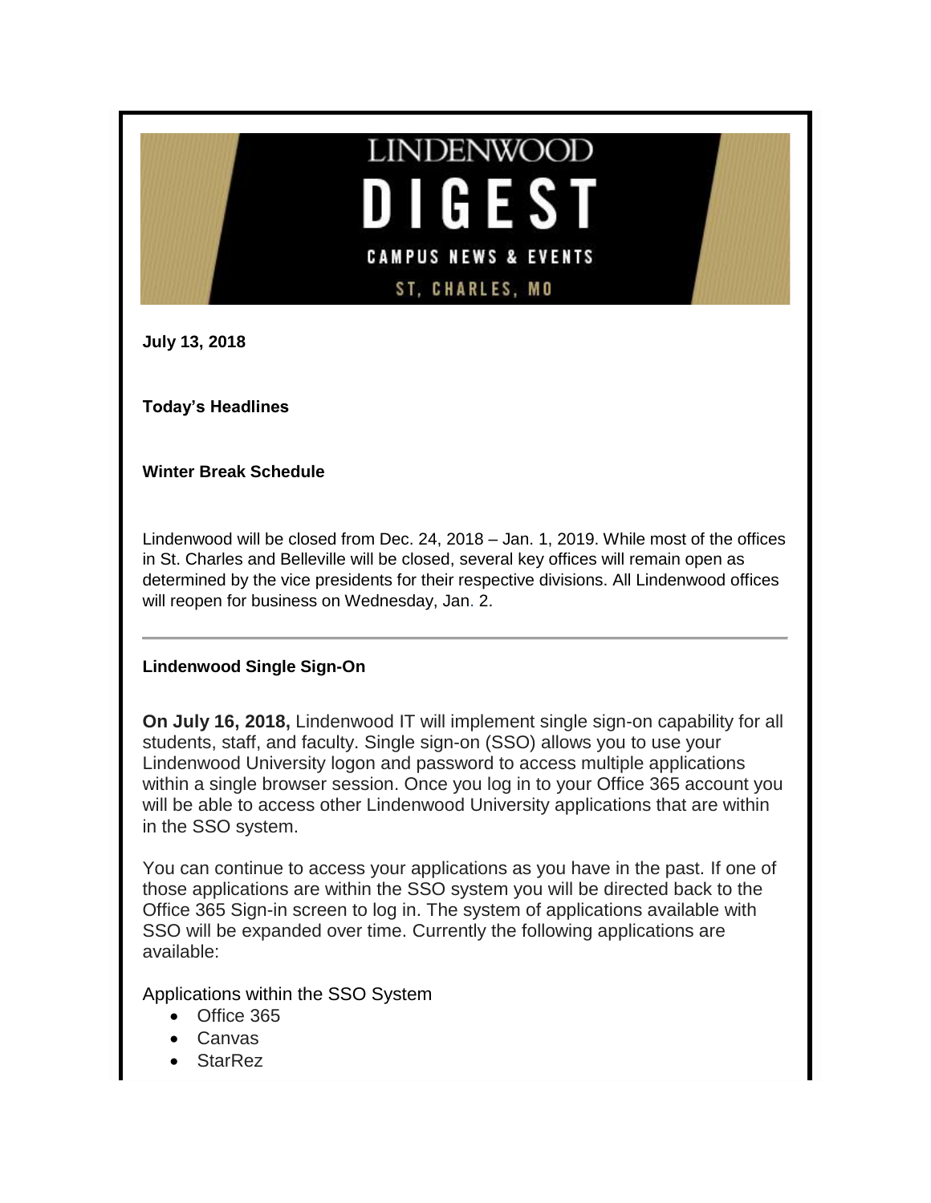# LINDENWOOD DIGEST

CAMPUS NEWS & EVENTS

ST. CHARLES, MO

**July 13, 2018**

**Today's Headlines**

**Winter Break Schedule**

Lindenwood will be closed from Dec. 24, 2018 – Jan. 1, 2019. While most of the offices in St. Charles and Belleville will be closed, several key offices will remain open as determined by the vice presidents for their respective divisions. All Lindenwood offices will reopen for business on Wednesday, Jan. 2.

---

**Lindenwood Single Sign-On**

**On July 16, 2018,** Lindenwood IT will implement single sign-on capability for all students, staff, and faculty. Single sign-on (SSO) allows you to use your Lindenwood University logon and password to access multiple applications within a single browser session. Once you log in to your Office 365 account you will be able to access other Lindenwood University applications that are within in the SSO system.

You can continue to access your applications as you have in the past. If one of those applications are within the SSO system you will be directed back to the Office 365 Sign-in screen to log in. The system of applications available with SSO will be expanded over time. Currently the following applications are available:

Applications within the SSO System

- Office 365
- Canvas
- StarRez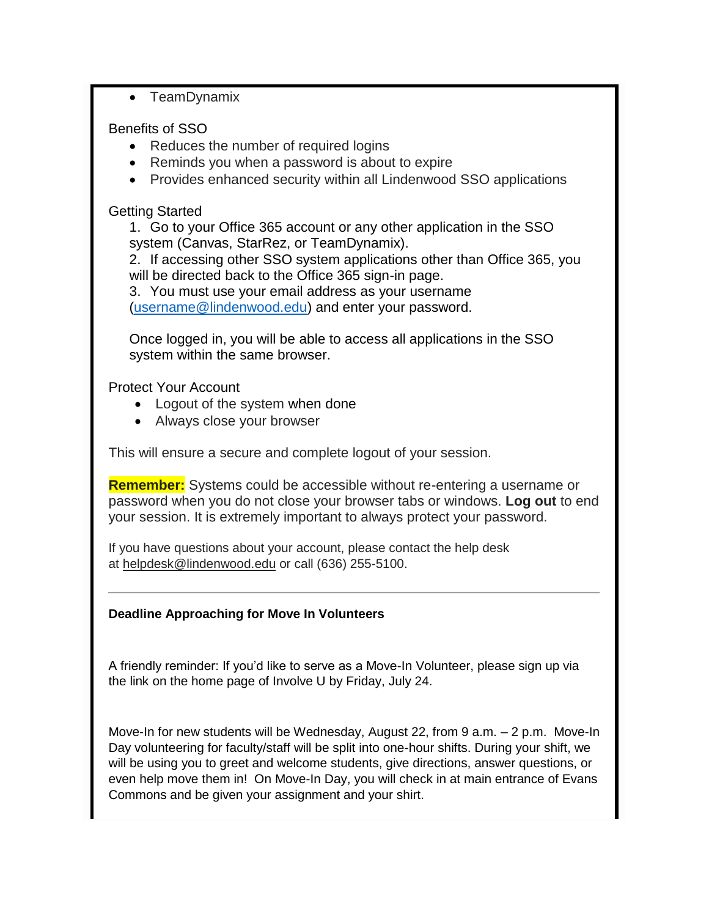- TeamDynamix

Benefits of SSO

- Reduces the number of required logins
- Reminds you when a password is about to expire
- Provides enhanced security within all Lindenwood SSO applications

Getting Started

1. Go to your Office 365 account or any other application in the SSO system (Canvas, StarRez, or TeamDynamix).
2. If accessing other SSO system applications other than Office 365, you will be directed back to the Office 365 sign-in page.
3. You must use your email address as your username (username@lindenwood.edu) and enter your password.

Once logged in, you will be able to access all applications in the SSO system within the same browser.

Protect Your Account

- Logout of the system when done
- Always close your browser

This will ensure a secure and complete logout of your session.

**Remember:** Systems could be accessible without re-entering a username or password when you do not close your browser tabs or windows. **Log out** to end your session. It is extremely important to always protect your password.

If you have questions about your account, please contact the help desk at helpdesk@lindenwood.edu or call (636) 255-5100.

---

**Deadline Approaching for Move In Volunteers**

A friendly reminder: If you'd like to serve as a Move-In Volunteer, please sign up via the link on the home page of Involve U by Friday, July 24.

Move-In for new students will be Wednesday, August 22, from 9 a.m. – 2 p.m. Move-In Day volunteering for faculty/staff will be split into one-hour shifts. During your shift, we will be using you to greet and welcome students, give directions, answer questions, or even help move them in! On Move-In Day, you will check in at main entrance of Evans Commons and be given your assignment and your shirt.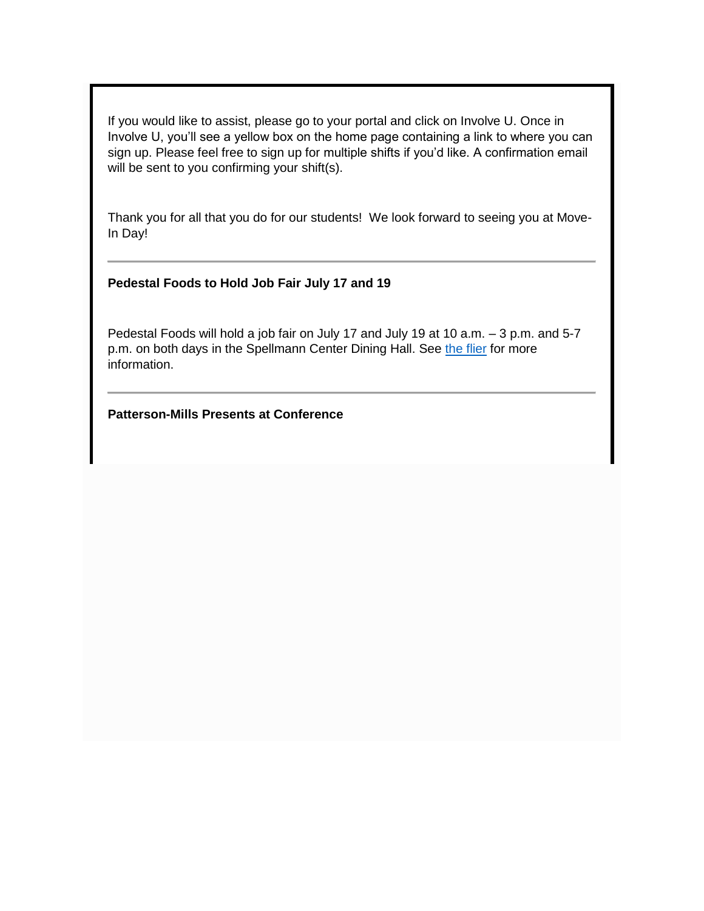If you would like to assist, please go to your portal and click on Involve U. Once in Involve U, you'll see a yellow box on the home page containing a link to where you can sign up. Please feel free to sign up for multiple shifts if you'd like. A confirmation email will be sent to you confirming your shift(s).

Thank you for all that you do for our students!  We look forward to seeing you at Move-In Day!

---

**Pedestal Foods to Hold Job Fair July 17 and 19**

Pedestal Foods will hold a job fair on July 17 and July 19 at 10 a.m. – 3 p.m. and 5-7 p.m. on both days in the Spellmann Center Dining Hall. See [the flier]() for more information.

---

**Patterson-Mills Presents at Conference**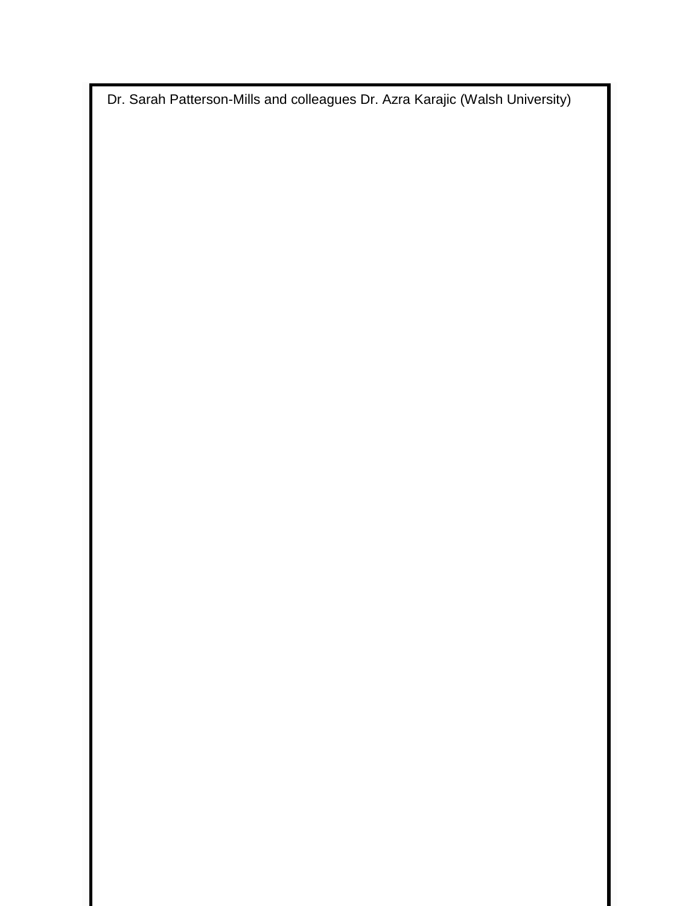Dr. Sarah Patterson-Mills and colleagues Dr. Azra Karajic (Walsh University)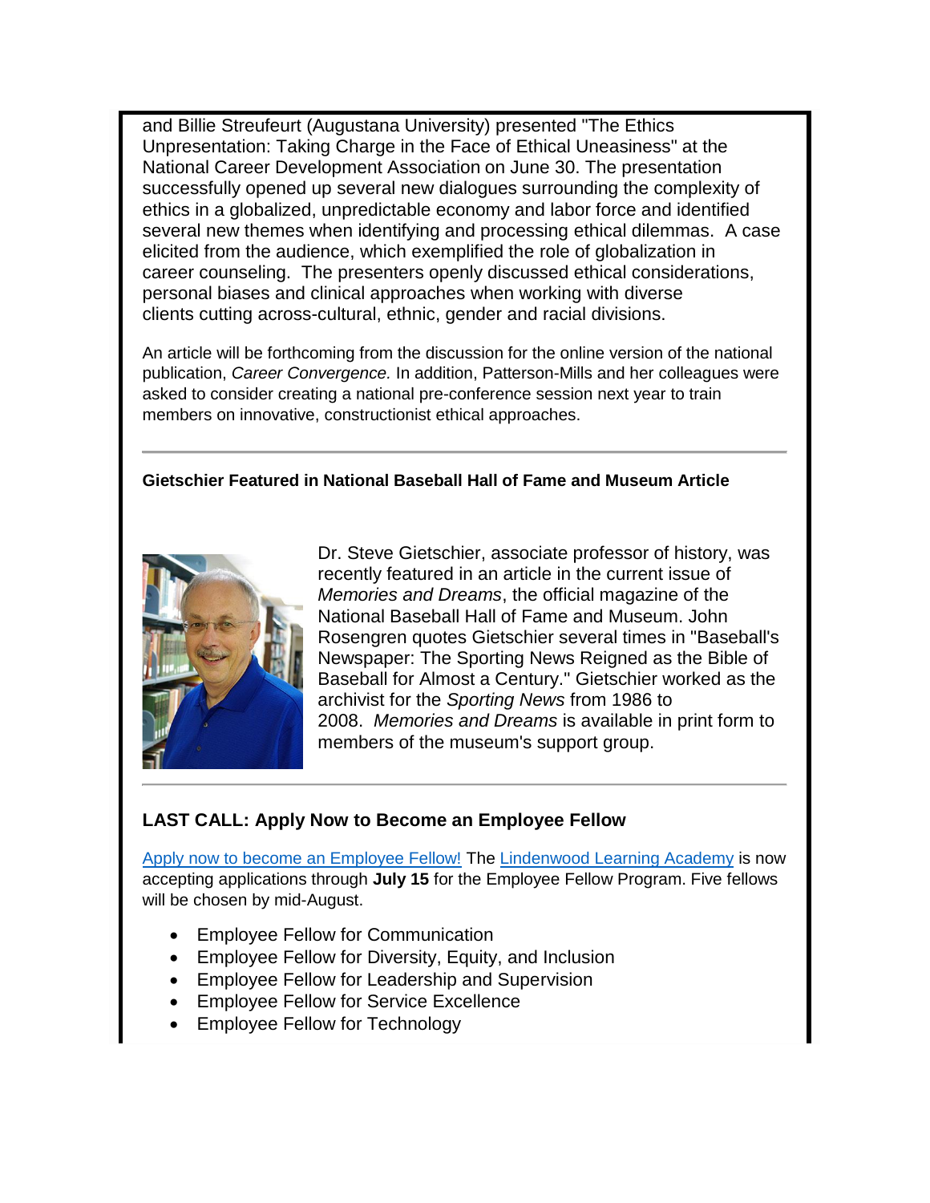and Billie Streufeurt (Augustana University) presented "The Ethics Unpresentation: Taking Charge in the Face of Ethical Uneasiness" at the National Career Development Association on June 30. The presentation successfully opened up several new dialogues surrounding the complexity of ethics in a globalized, unpredictable economy and labor force and identified several new themes when identifying and processing ethical dilemmas. A case elicited from the audience, which exemplified the role of globalization in career counseling. The presenters openly discussed ethical considerations, personal biases and clinical approaches when working with diverse clients cutting across-cultural, ethnic, gender and racial divisions.

An article will be forthcoming from the discussion for the online version of the national publication, *Career Convergence.* In addition, Patterson-Mills and her colleagues were asked to consider creating a national pre-conference session next year to train members on innovative, constructionist ethical approaches.

---

**Gietschier Featured in National Baseball Hall of Fame and Museum Article**

Dr. Steve Gietschier, associate professor of history, was recently featured in an article in the current issue of *Memories and Dreams*, the official magazine of the National Baseball Hall of Fame and Museum. John Rosengren quotes Gietschier several times in "Baseball's Newspaper: The Sporting News Reigned as the Bible of Baseball for Almost a Century." Gietschier worked as the archivist for the *Sporting News* from 1986 to 2008. *Memories and Dreams* is available in print form to members of the museum's support group.

---

### LAST CALL: Apply Now to Become an Employee Fellow

Apply now to become an Employee Fellow! The Lindenwood Learning Academy is now accepting applications through **July 15** for the Employee Fellow Program. Five fellows will be chosen by mid-August.

- Employee Fellow for Communication
- Employee Fellow for Diversity, Equity, and Inclusion
- Employee Fellow for Leadership and Supervision
- Employee Fellow for Service Excellence
- Employee Fellow for Technology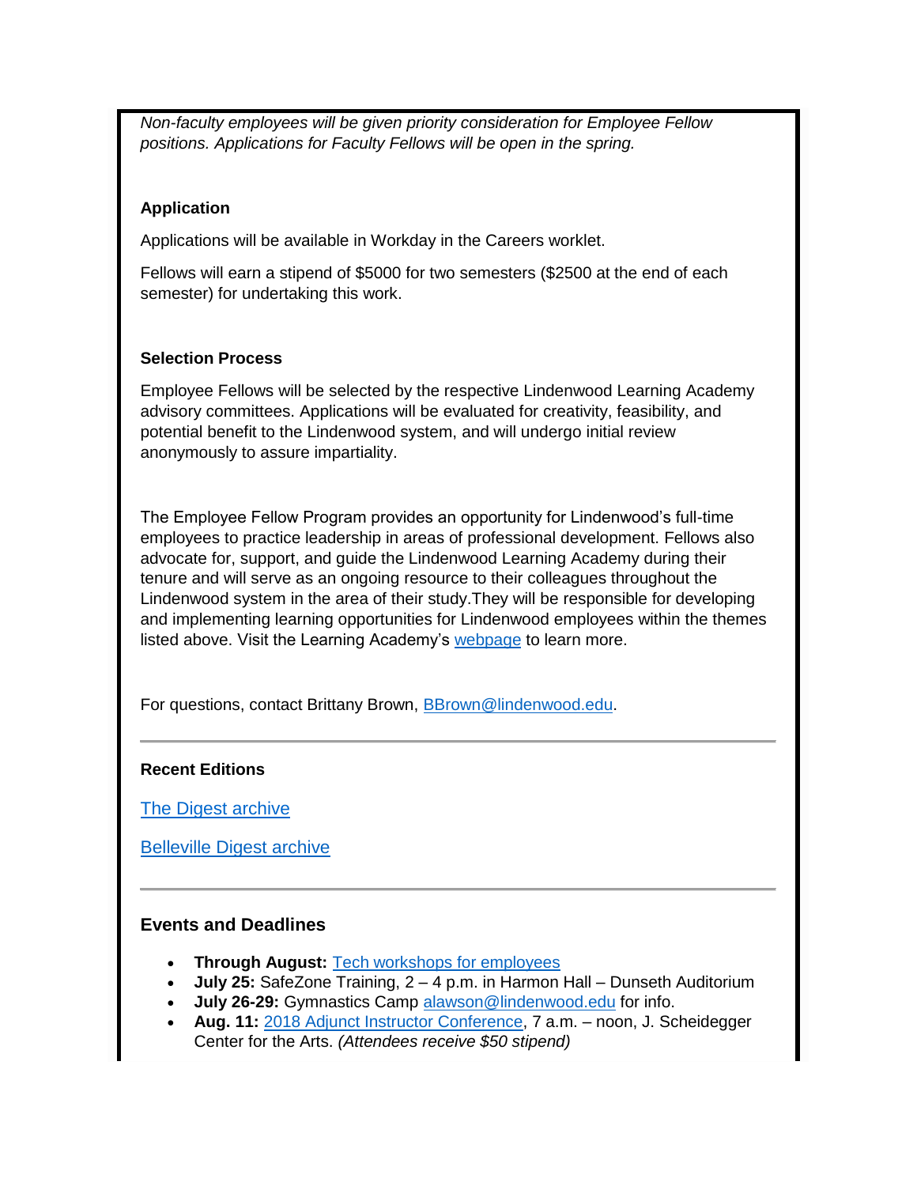*Non-faculty employees will be given priority consideration for Employee Fellow positions. Applications for Faculty Fellows will be open in the spring.*

**Application**

Applications will be available in Workday in the Careers worklet.

Fellows will earn a stipend of $5000 for two semesters ($2500 at the end of each semester) for undertaking this work.

**Selection Process**

Employee Fellows will be selected by the respective Lindenwood Learning Academy advisory committees. Applications will be evaluated for creativity, feasibility, and potential benefit to the Lindenwood system, and will undergo initial review anonymously to assure impartiality.

The Employee Fellow Program provides an opportunity for Lindenwood's full-time employees to practice leadership in areas of professional development. Fellows also advocate for, support, and guide the Lindenwood Learning Academy during their tenure and will serve as an ongoing resource to their colleagues throughout the Lindenwood system in the area of their study.They will be responsible for developing and implementing learning opportunities for Lindenwood employees within the themes listed above. Visit the Learning Academy's [webpage] to learn more.

For questions, contact Brittany Brown, BBrown@lindenwood.edu.

---

**Recent Editions**

The Digest archive

Belleville Digest archive

---

**Events and Deadlines**

- **Through August:** Tech workshops for employees
- **July 25:** SafeZone Training, 2 – 4 p.m. in Harmon Hall – Dunseth Auditorium
- **July 26-29:** Gymnastics Camp alawson@lindenwood.edu for info.
- **Aug. 11:** 2018 Adjunct Instructor Conference, 7 a.m. – noon, J. Scheidegger Center for the Arts. *(Attendees receive $50 stipend)*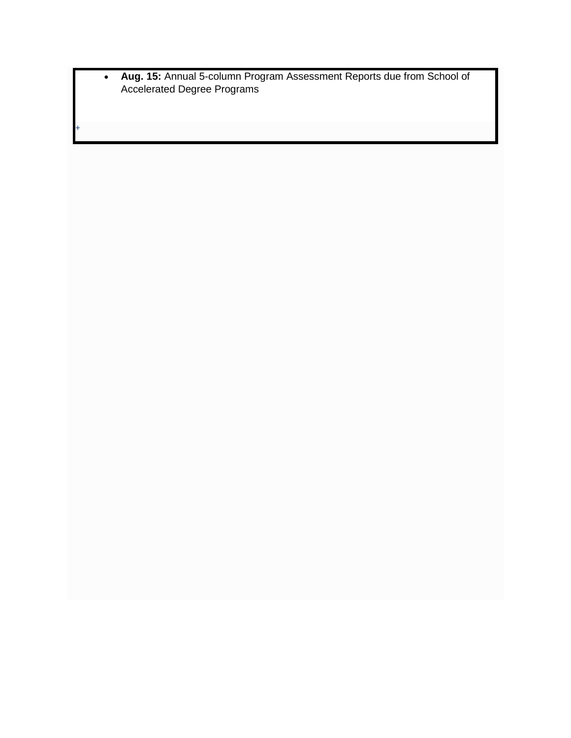- **Aug. 15:** Annual 5-column Program Assessment Reports due from School of Accelerated Degree Programs

+